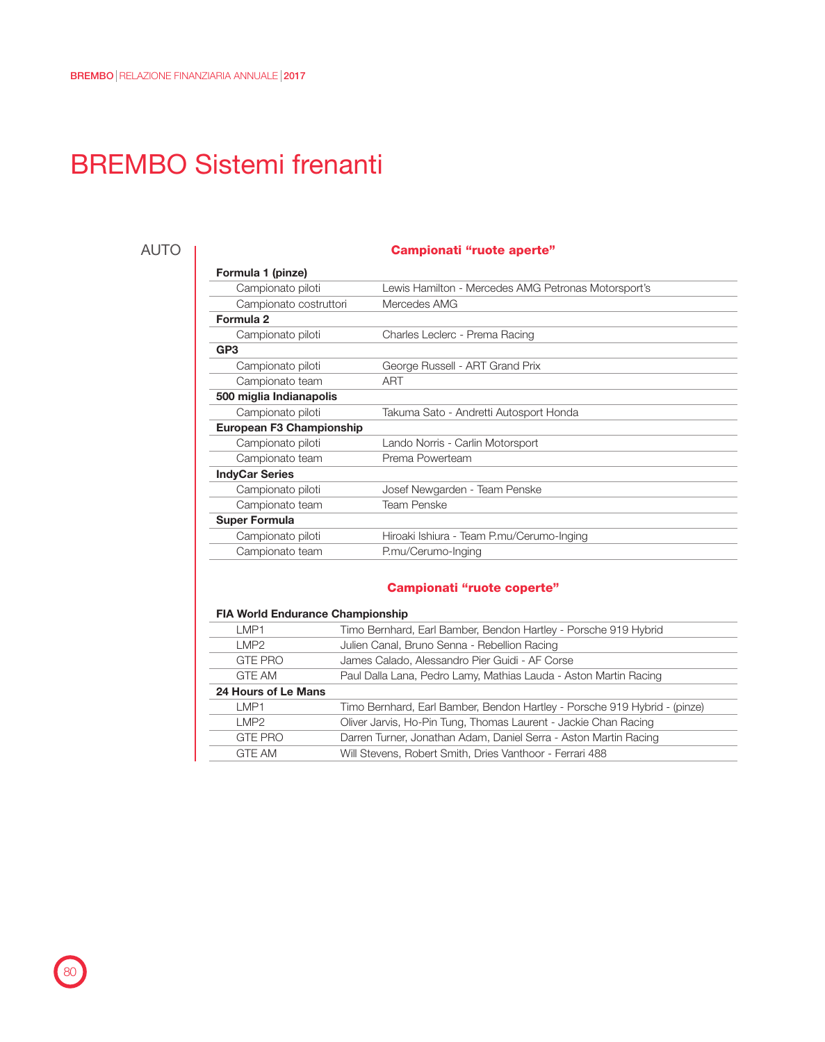# BREMBO Sistemi frenanti

## AUTO

### Campionati "ruote aperte"

| **Formula 1 (pinze)** | |
|---|---|
| Campionato piloti | Lewis Hamilton - Mercedes AMG Petronas Motorsport's |
| Campionato costruttori | Mercedes AMG |
| **Formula 2** | |
| Campionato piloti | Charles Leclerc - Prema Racing |
| **GP3** | |
| Campionato piloti | George Russell - ART Grand Prix |
| Campionato team | ART |
| **500 miglia Indianapolis** | |
| Campionato piloti | Takuma Sato - Andretti Autosport Honda |
| **European F3 Championship** | |
| Campionato piloti | Lando Norris - Carlin Motorsport |
| Campionato team | Prema Powerteam |
| **IndyCar Series** | |
| Campionato piloti | Josef Newgarden - Team Penske |
| Campionato team | Team Penske |
| **Super Formula** | |
| Campionato piloti | Hiroaki Ishiura - Team P.mu/Cerumo-Inging |
| Campionato team | P.mu/Cerumo-Inging |

### Campionati "ruote coperte"

| **FIA World Endurance Championship** | |
|---|---|
| LMP1 | Timo Bernhard, Earl Bamber, Bendon Hartley - Porsche 919 Hybrid |
| LMP2 | Julien Canal, Bruno Senna - Rebellion Racing |
| GTE PRO | James Calado, Alessandro Pier Guidi - AF Corse |
| GTE AM | Paul Dalla Lana, Pedro Lamy, Mathias Lauda - Aston Martin Racing |
| **24 Hours of Le Mans** | |
| LMP1 | Timo Bernhard, Earl Bamber, Bendon Hartley - Porsche 919 Hybrid - (pinze) |
| LMP2 | Oliver Jarvis, Ho-Pin Tung, Thomas Laurent - Jackie Chan Racing |
| GTE PRO | Darren Turner, Jonathan Adam, Daniel Serra - Aston Martin Racing |
| GTE AM | Will Stevens, Robert Smith, Dries Vanthoor - Ferrari 488 |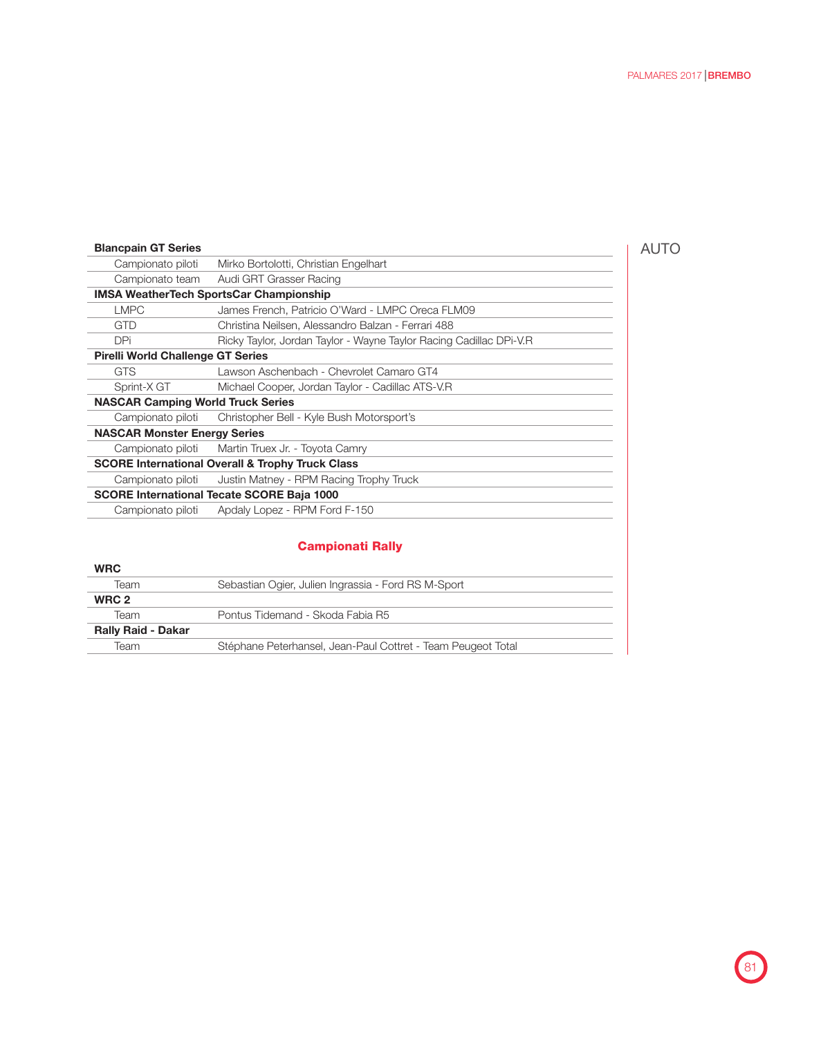## AUTO

| | |
|---|---|
| **Blancpain GT Series** | |
| Campionato piloti | Mirko Bortolotti, Christian Engelhart |
| Campionato team | Audi GRT Grasser Racing |
| **IMSA WeatherTech SportsCar Championship** | |
| LMPC | James French, Patricio O'Ward - LMPC Oreca FLM09 |
| GTD | Christina Neilsen, Alessandro Balzan - Ferrari 488 |
| DPi | Ricky Taylor, Jordan Taylor - Wayne Taylor Racing Cadillac DPi-V.R |
| **Pirelli World Challenge GT Series** | |
| GTS | Lawson Aschenbach - Chevrolet Camaro GT4 |
| Sprint-X GT | Michael Cooper, Jordan Taylor - Cadillac ATS-V.R |
| **NASCAR Camping World Truck Series** | |
| Campionato piloti | Christopher Bell - Kyle Bush Motorsport's |
| **NASCAR Monster Energy Series** | |
| Campionato piloti | Martin Truex Jr. - Toyota Camry |
| **SCORE International Overall & Trophy Truck Class** | |
| Campionato piloti | Justin Matney - RPM Racing Trophy Truck |
| **SCORE International Tecate SCORE Baja 1000** | |
| Campionato piloti | Apdaly Lopez - RPM Ford F-150 |

### Campionati Rally

| | |
|---|---|
| **WRC** | |
| Team | Sebastian Ogier, Julien Ingrassia - Ford RS M-Sport |
| **WRC 2** | |
| Team | Pontus Tidemand - Skoda Fabia R5 |
| **Rally Raid - Dakar** | |
| Team | Stéphane Peterhansel, Jean-Paul Cottret - Team Peugeot Total |